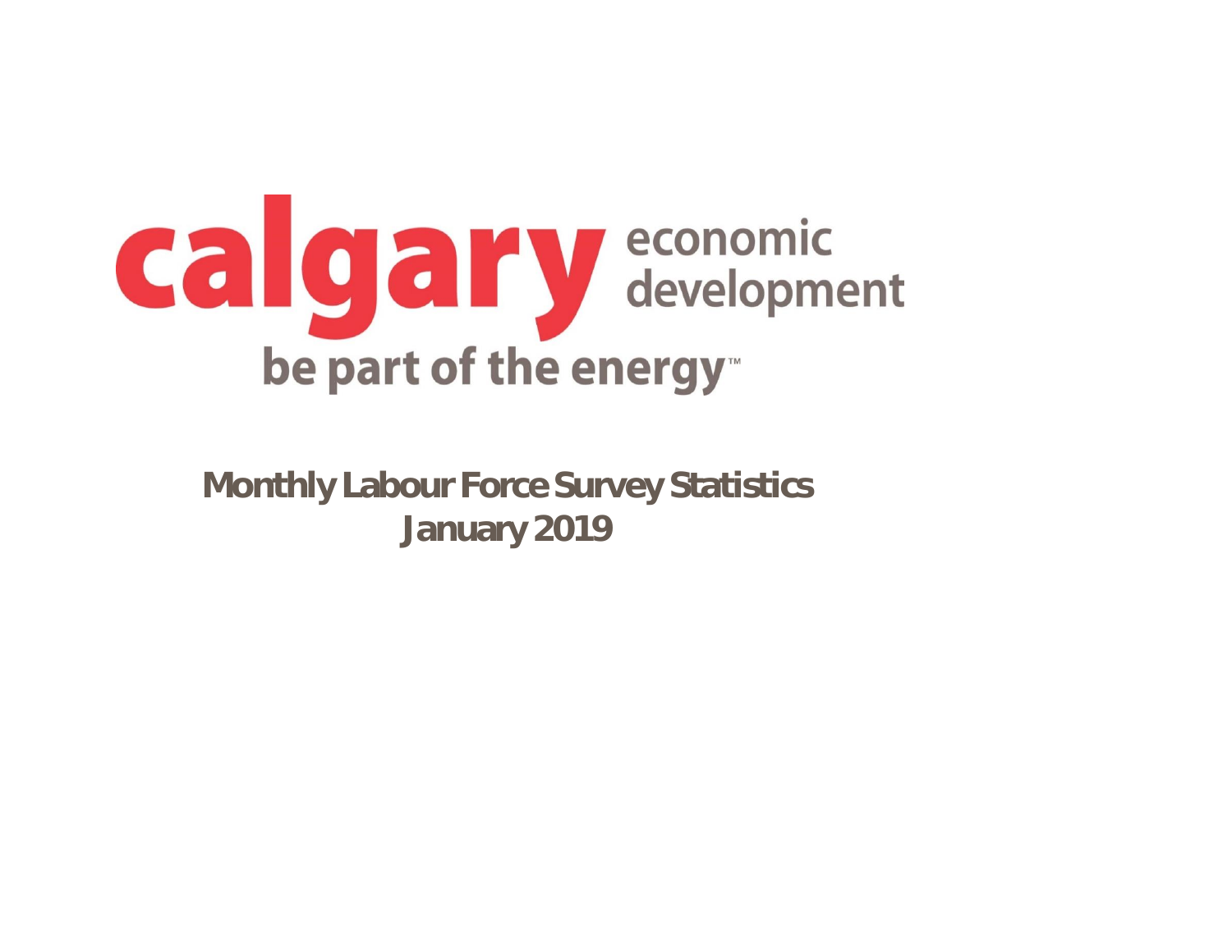calgary economic development

be part of the energy™

# Monthly Labour Force Survey Statistics
## January 2019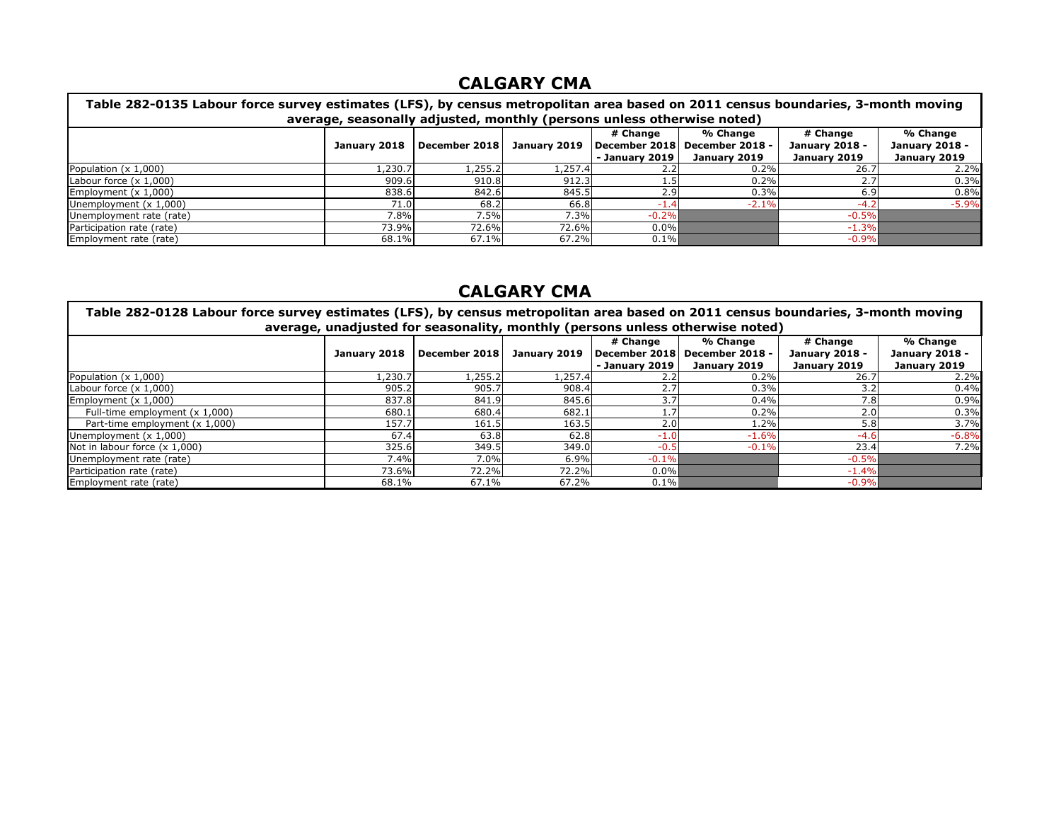## CALGARY CMA

**Table 282-0135 Labour force survey estimates (LFS), by census metropolitan area based on 2011 census boundaries, 3-month moving average, seasonally adjusted, monthly (persons unless otherwise noted)**

| | January 2018 | December 2018 | January 2019 | # Change December 2018 - January 2019 | % Change December 2018 - January 2019 | # Change January 2018 - January 2019 | % Change January 2018 - January 2019 |
|---|---|---|---|---|---|---|---|
| Population (x 1,000) | 1,230.7 | 1,255.2 | 1,257.4 | 2.2 | 0.2% | 26.7 | 2.2% |
| Labour force (x 1,000) | 909.6 | 910.8 | 912.3 | 1.5 | 0.2% | 2.7 | 0.3% |
| Employment (x 1,000) | 838.6 | 842.6 | 845.5 | 2.9 | 0.3% | 6.9 | 0.8% |
| Unemployment (x 1,000) | 71.0 | 68.2 | 66.8 | -1.4 | -2.1% | -4.2 | -5.9% |
| Unemployment rate (rate) | 7.8% | 7.5% | 7.3% | -0.2% | | -0.5% | |
| Participation rate (rate) | 73.9% | 72.6% | 72.6% | 0.0% | | -1.3% | |
| Employment rate (rate) | 68.1% | 67.1% | 67.2% | 0.1% | | -0.9% | |

## CALGARY CMA

**Table 282-0128 Labour force survey estimates (LFS), by census metropolitan area based on 2011 census boundaries, 3-month moving average, unadjusted for seasonality, monthly (persons unless otherwise noted)**

| | January 2018 | December 2018 | January 2019 | # Change December 2018 - January 2019 | % Change December 2018 - January 2019 | # Change January 2018 - January 2019 | % Change January 2018 - January 2019 |
|---|---|---|---|---|---|---|---|
| Population (x 1,000) | 1,230.7 | 1,255.2 | 1,257.4 | 2.2 | 0.2% | 26.7 | 2.2% |
| Labour force (x 1,000) | 905.2 | 905.7 | 908.4 | 2.7 | 0.3% | 3.2 | 0.4% |
| Employment (x 1,000) | 837.8 | 841.9 | 845.6 | 3.7 | 0.4% | 7.8 | 0.9% |
| Full-time employment (x 1,000) | 680.1 | 680.4 | 682.1 | 1.7 | 0.2% | 2.0 | 0.3% |
| Part-time employment (x 1,000) | 157.7 | 161.5 | 163.5 | 2.0 | 1.2% | 5.8 | 3.7% |
| Unemployment (x 1,000) | 67.4 | 63.8 | 62.8 | -1.0 | -1.6% | -4.6 | -6.8% |
| Not in labour force (x 1,000) | 325.6 | 349.5 | 349.0 | -0.5 | -0.1% | 23.4 | 7.2% |
| Unemployment rate (rate) | 7.4% | 7.0% | 6.9% | -0.1% | | -0.5% | |
| Participation rate (rate) | 73.6% | 72.2% | 72.2% | 0.0% | | -1.4% | |
| Employment rate (rate) | 68.1% | 67.1% | 67.2% | 0.1% | | -0.9% | |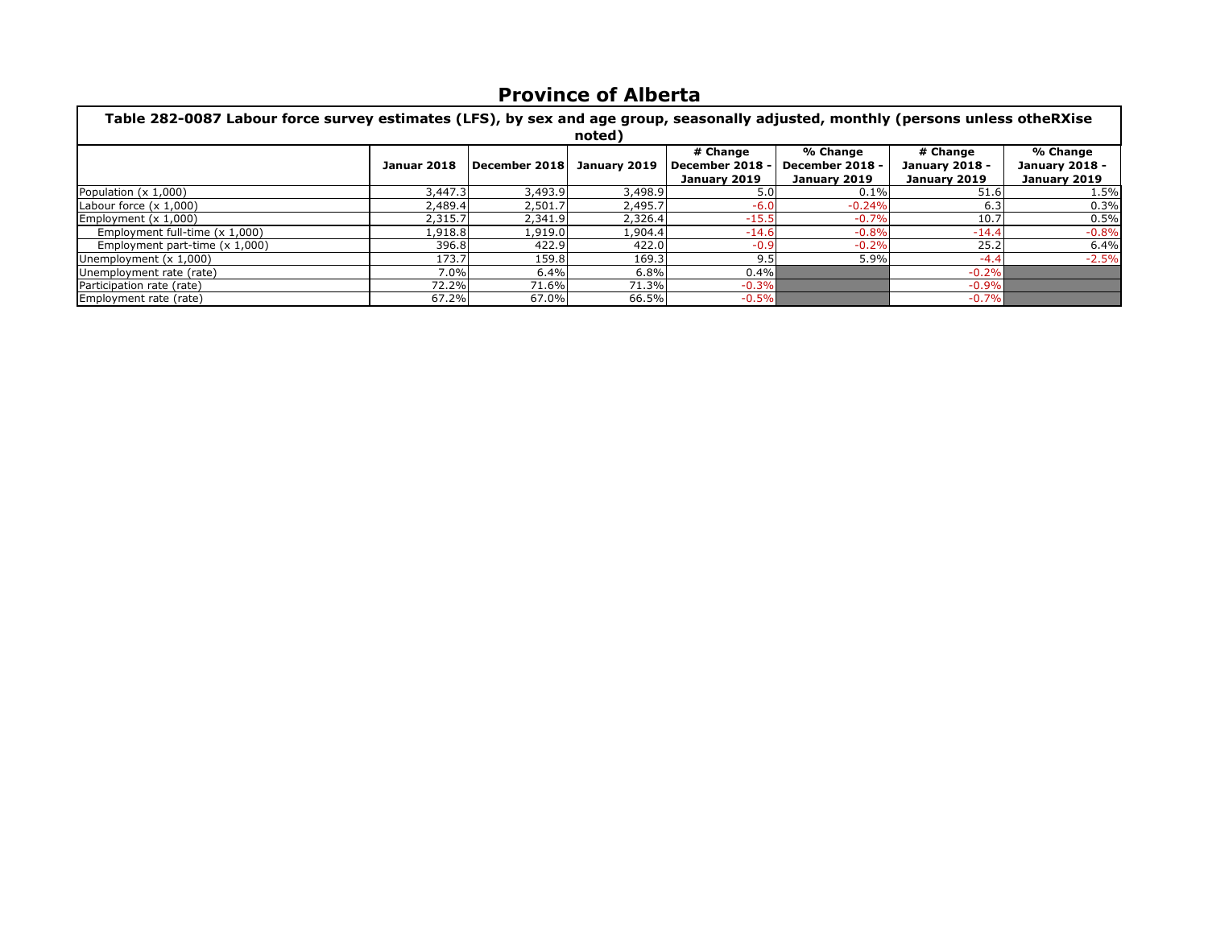# Province of Alberta

| Table 282-0087 Labour force survey estimates (LFS), by sex and age group, seasonally adjusted, monthly (persons unless otheRXise noted) | | | | | | | |
|---|---|---|---|---|---|---|---|
| | Januar 2018 | December 2018 | January 2019 | # Change December 2018 - January 2019 | % Change December 2018 - January 2019 | # Change January 2018 - January 2019 | % Change January 2018 - January 2019 |
| Population (x 1,000) | 3,447.3 | 3,493.9 | 3,498.9 | 5.0 | 0.1% | 51.6 | 1.5% |
| Labour force (x 1,000) | 2,489.4 | 2,501.7 | 2,495.7 | -6.0 | -0.24% | 6.3 | 0.3% |
| Employment (x 1,000) | 2,315.7 | 2,341.9 | 2,326.4 | -15.5 | -0.7% | 10.7 | 0.5% |
| Employment full-time (x 1,000) | 1,918.8 | 1,919.0 | 1,904.4 | -14.6 | -0.8% | -14.4 | -0.8% |
| Employment part-time (x 1,000) | 396.8 | 422.9 | 422.0 | -0.9 | -0.2% | 25.2 | 6.4% |
| Unemployment (x 1,000) | 173.7 | 159.8 | 169.3 | 9.5 | 5.9% | -4.4 | -2.5% |
| Unemployment rate (rate) | 7.0% | 6.4% | 6.8% | 0.4% | | -0.2% | |
| Participation rate (rate) | 72.2% | 71.6% | 71.3% | -0.3% | | -0.9% | |
| Employment rate (rate) | 67.2% | 67.0% | 66.5% | -0.5% | | -0.7% | |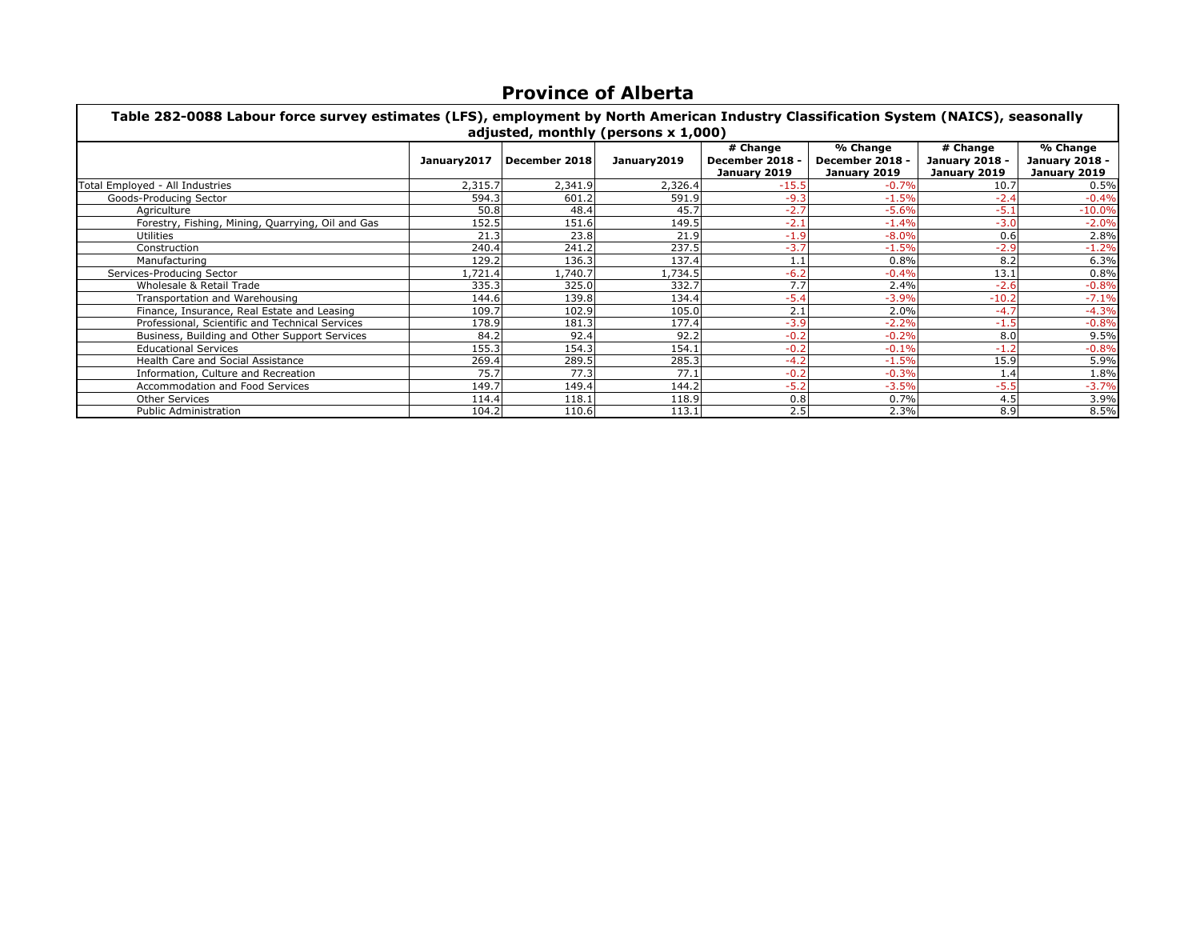# Province of Alberta

**Table 282-0088 Labour force survey estimates (LFS), employment by North American Industry Classification System (NAICS), seasonally adjusted, monthly (persons x 1,000)**

| | January2017 | December 2018 | January2019 | # Change December 2018 - January 2019 | % Change December 2018 - January 2019 | # Change January 2018 - January 2019 | % Change January 2018 - January 2019 |
|---|---|---|---|---|---|---|---|
| Total Employed - All Industries | 2,315.7 | 2,341.9 | 2,326.4 | -15.5 | -0.7% | 10.7 | 0.5% |
| Goods-Producing Sector | 594.3 | 601.2 | 591.9 | -9.3 | -1.5% | -2.4 | -0.4% |
| Agriculture | 50.8 | 48.4 | 45.7 | -2.7 | -5.6% | -5.1 | -10.0% |
| Forestry, Fishing, Mining, Quarrying, Oil and Gas | 152.5 | 151.6 | 149.5 | -2.1 | -1.4% | -3.0 | -2.0% |
| Utilities | 21.3 | 23.8 | 21.9 | -1.9 | -8.0% | 0.6 | 2.8% |
| Construction | 240.4 | 241.2 | 237.5 | -3.7 | -1.5% | -2.9 | -1.2% |
| Manufacturing | 129.2 | 136.3 | 137.4 | 1.1 | 0.8% | 8.2 | 6.3% |
| Services-Producing Sector | 1,721.4 | 1,740.7 | 1,734.5 | -6.2 | -0.4% | 13.1 | 0.8% |
| Wholesale & Retail Trade | 335.3 | 325.0 | 332.7 | 7.7 | 2.4% | -2.6 | -0.8% |
| Transportation and Warehousing | 144.6 | 139.8 | 134.4 | -5.4 | -3.9% | -10.2 | -7.1% |
| Finance, Insurance, Real Estate and Leasing | 109.7 | 102.9 | 105.0 | 2.1 | 2.0% | -4.7 | -4.3% |
| Professional, Scientific and Technical Services | 178.9 | 181.3 | 177.4 | -3.9 | -2.2% | -1.5 | -0.8% |
| Business, Building and Other Support Services | 84.2 | 92.4 | 92.2 | -0.2 | -0.2% | 8.0 | 9.5% |
| Educational Services | 155.3 | 154.3 | 154.1 | -0.2 | -0.1% | -1.2 | -0.8% |
| Health Care and Social Assistance | 269.4 | 289.5 | 285.3 | -4.2 | -1.5% | 15.9 | 5.9% |
| Information, Culture and Recreation | 75.7 | 77.3 | 77.1 | -0.2 | -0.3% | 1.4 | 1.8% |
| Accommodation and Food Services | 149.7 | 149.4 | 144.2 | -5.2 | -3.5% | -5.5 | -3.7% |
| Other Services | 114.4 | 118.1 | 118.9 | 0.8 | 0.7% | 4.5 | 3.9% |
| Public Administration | 104.2 | 110.6 | 113.1 | 2.5 | 2.3% | 8.9 | 8.5% |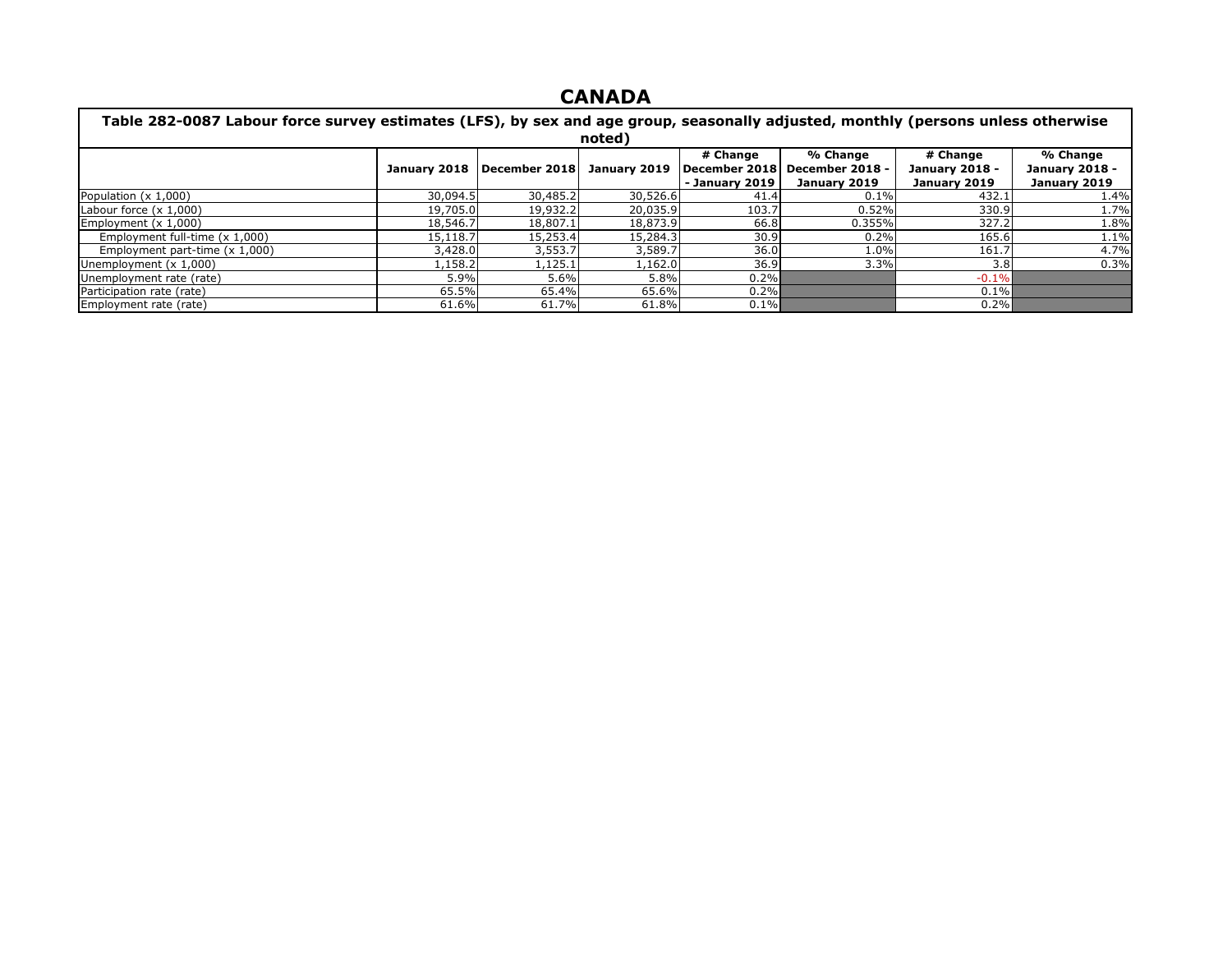# CANADA

| Table 282-0087 Labour force survey estimates (LFS), by sex and age group, seasonally adjusted, monthly (persons unless otherwise noted) | | | | | | | |
|---|---|---|---|---|---|---|---|
| | January 2018 | December 2018 | January 2019 | # Change December 2018 - January 2019 | % Change December 2018 - January 2019 | # Change January 2018 - January 2019 | % Change January 2018 - January 2019 |
| Population (x 1,000) | 30,094.5 | 30,485.2 | 30,526.6 | 41.4 | 0.1% | 432.1 | 1.4% |
| Labour force (x 1,000) | 19,705.0 | 19,932.2 | 20,035.9 | 103.7 | 0.52% | 330.9 | 1.7% |
| Employment (x 1,000) | 18,546.7 | 18,807.1 | 18,873.9 | 66.8 | 0.355% | 327.2 | 1.8% |
| Employment full-time (x 1,000) | 15,118.7 | 15,253.4 | 15,284.3 | 30.9 | 0.2% | 165.6 | 1.1% |
| Employment part-time (x 1,000) | 3,428.0 | 3,553.7 | 3,589.7 | 36.0 | 1.0% | 161.7 | 4.7% |
| Unemployment (x 1,000) | 1,158.2 | 1,125.1 | 1,162.0 | 36.9 | 3.3% | 3.8 | 0.3% |
| Unemployment rate (rate) | 5.9% | 5.6% | 5.8% | 0.2% | | -0.1% | |
| Participation rate (rate) | 65.5% | 65.4% | 65.6% | 0.2% | | 0.1% | |
| Employment rate (rate) | 61.6% | 61.7% | 61.8% | 0.1% | | 0.2% | |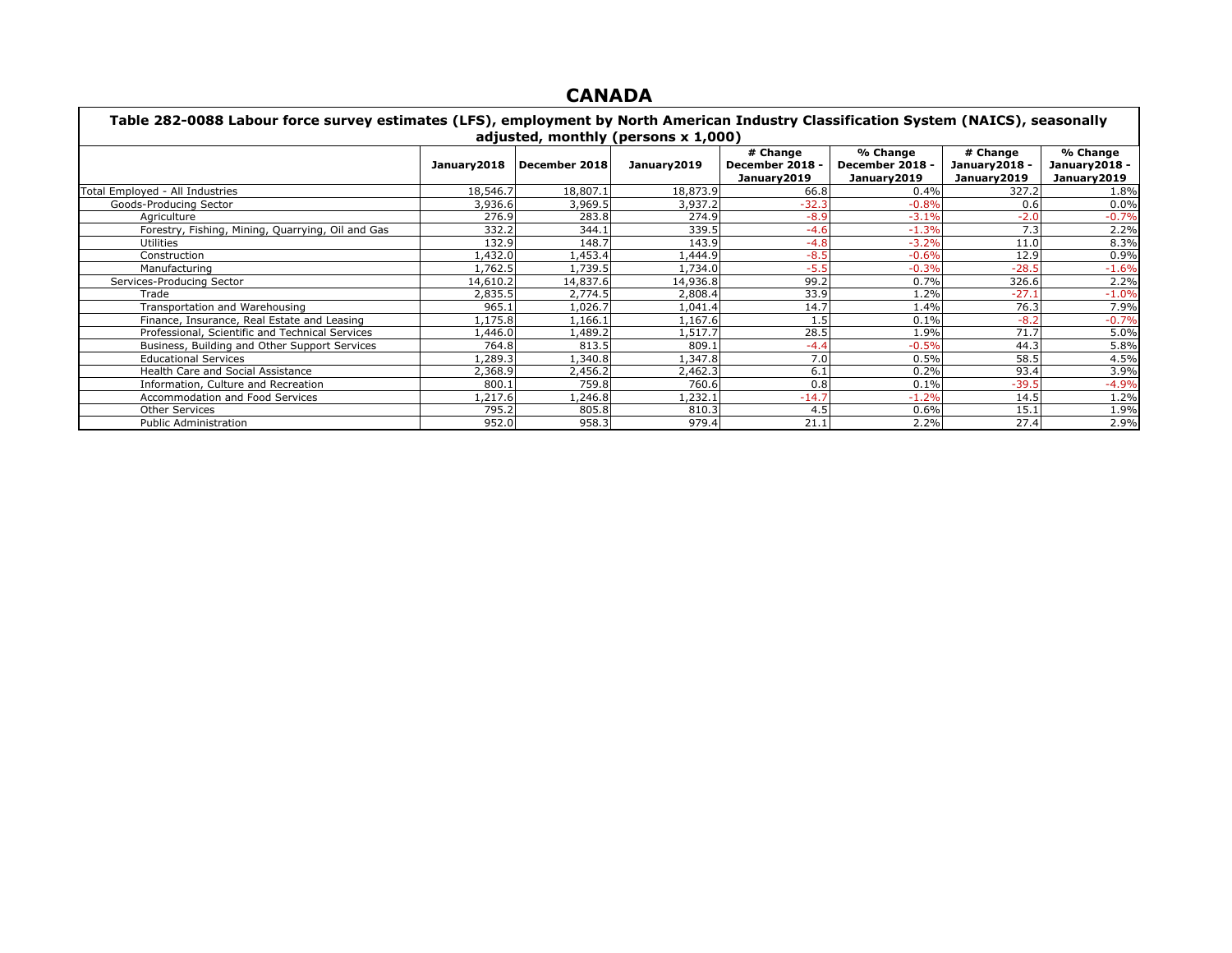# CANADA

| Table 282-0088 Labour force survey estimates (LFS), employment by North American Industry Classification System (NAICS), seasonally adjusted, monthly (persons x 1,000) | | | | | | | |
|---|---|---|---|---|---|---|---|
| | January2018 | December 2018 | January2019 | # Change December 2018 - January2019 | % Change December 2018 - January2019 | # Change January2018 - January2019 | % Change January2018 - January2019 |
| Total Employed - All Industries | 18,546.7 | 18,807.1 | 18,873.9 | 66.8 | 0.4% | 327.2 | 1.8% |
| Goods-Producing Sector | 3,936.6 | 3,969.5 | 3,937.2 | -32.3 | -0.8% | 0.6 | 0.0% |
| Agriculture | 276.9 | 283.8 | 274.9 | -8.9 | -3.1% | -2.0 | -0.7% |
| Forestry, Fishing, Mining, Quarrying, Oil and Gas | 332.2 | 344.1 | 339.5 | -4.6 | -1.3% | 7.3 | 2.2% |
| Utilities | 132.9 | 148.7 | 143.9 | -4.8 | -3.2% | 11.0 | 8.3% |
| Construction | 1,432.0 | 1,453.4 | 1,444.9 | -8.5 | -0.6% | 12.9 | 0.9% |
| Manufacturing | 1,762.5 | 1,739.5 | 1,734.0 | -5.5 | -0.3% | -28.5 | -1.6% |
| Services-Producing Sector | 14,610.2 | 14,837.6 | 14,936.8 | 99.2 | 0.7% | 326.6 | 2.2% |
| Trade | 2,835.5 | 2,774.5 | 2,808.4 | 33.9 | 1.2% | -27.1 | -1.0% |
| Transportation and Warehousing | 965.1 | 1,026.7 | 1,041.4 | 14.7 | 1.4% | 76.3 | 7.9% |
| Finance, Insurance, Real Estate and Leasing | 1,175.8 | 1,166.1 | 1,167.6 | 1.5 | 0.1% | -8.2 | -0.7% |
| Professional, Scientific and Technical Services | 1,446.0 | 1,489.2 | 1,517.7 | 28.5 | 1.9% | 71.7 | 5.0% |
| Business, Building and Other Support Services | 764.8 | 813.5 | 809.1 | -4.4 | -0.5% | 44.3 | 5.8% |
| Educational Services | 1,289.3 | 1,340.8 | 1,347.8 | 7.0 | 0.5% | 58.5 | 4.5% |
| Health Care and Social Assistance | 2,368.9 | 2,456.2 | 2,462.3 | 6.1 | 0.2% | 93.4 | 3.9% |
| Information, Culture and Recreation | 800.1 | 759.8 | 760.6 | 0.8 | 0.1% | -39.5 | -4.9% |
| Accommodation and Food Services | 1,217.6 | 1,246.8 | 1,232.1 | -14.7 | -1.2% | 14.5 | 1.2% |
| Other Services | 795.2 | 805.8 | 810.3 | 4.5 | 0.6% | 15.1 | 1.9% |
| Public Administration | 952.0 | 958.3 | 979.4 | 21.1 | 2.2% | 27.4 | 2.9% |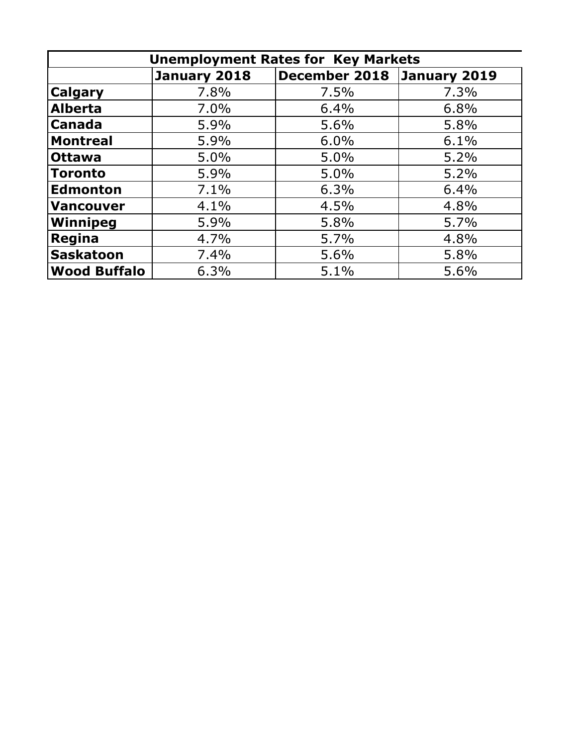| Unemployment Rates for Key Markets | | | |
|---|---|---|---|
| | **January 2018** | **December 2018** | **January 2019** |
| **Calgary** | 7.8% | 7.5% | 7.3% |
| **Alberta** | 7.0% | 6.4% | 6.8% |
| **Canada** | 5.9% | 5.6% | 5.8% |
| **Montreal** | 5.9% | 6.0% | 6.1% |
| **Ottawa** | 5.0% | 5.0% | 5.2% |
| **Toronto** | 5.9% | 5.0% | 5.2% |
| **Edmonton** | 7.1% | 6.3% | 6.4% |
| **Vancouver** | 4.1% | 4.5% | 4.8% |
| **Winnipeg** | 5.9% | 5.8% | 5.7% |
| **Regina** | 4.7% | 5.7% | 4.8% |
| **Saskatoon** | 7.4% | 5.6% | 5.8% |
| **Wood Buffalo** | 6.3% | 5.1% | 5.6% |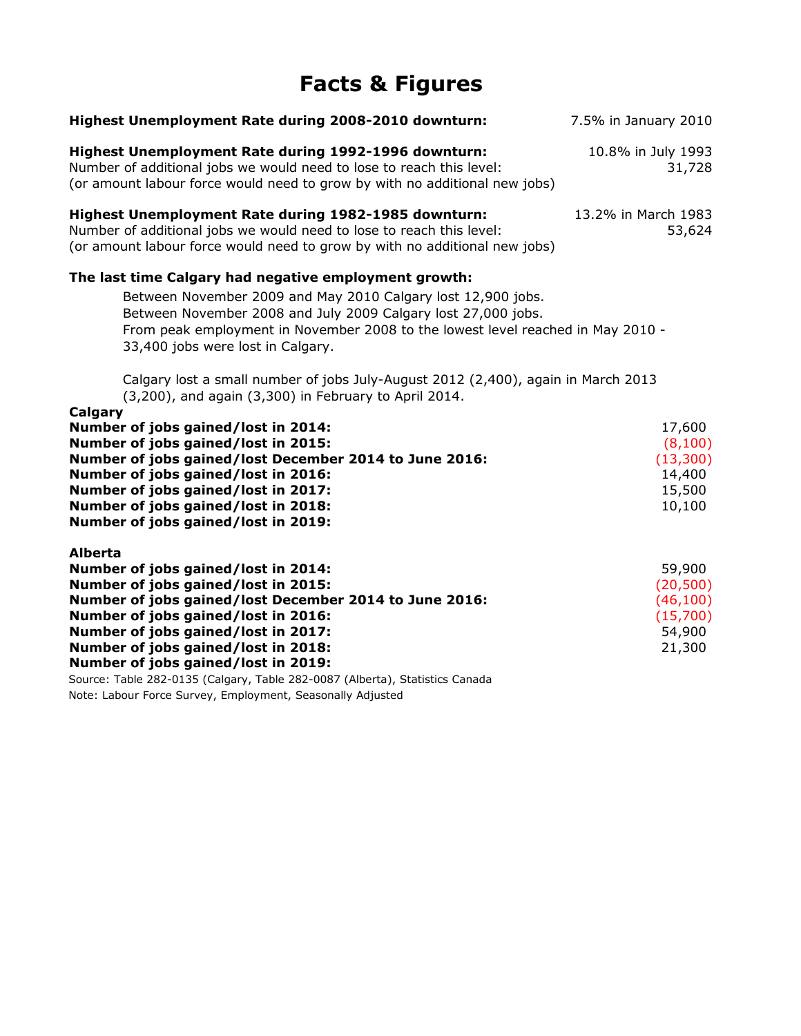# Facts & Figures

| | |
|---|---|
| **Highest Unemployment Rate during 2008-2010 downturn:** | 7.5% in January 2010 |
| **Highest Unemployment Rate during 1992-1996 downturn:** | 10.8% in July 1993 |
| Number of additional jobs we would need to lose to reach this level: (or amount labour force would need to grow by with no additional new jobs) | 31,728 |
| **Highest Unemployment Rate during 1982-1985 downturn:** | 13.2% in March 1983 |
| Number of additional jobs we would need to lose to reach this level: (or amount labour force would need to grow by with no additional new jobs) | 53,624 |

**The last time Calgary had negative employment growth:**

Between November 2009 and May 2010 Calgary lost 12,900 jobs.
Between November 2008 and July 2009 Calgary lost 27,000 jobs.
From peak employment in November 2008 to the lowest level reached in May 2010 - 33,400 jobs were lost in Calgary.

Calgary lost a small number of jobs July-August 2012 (2,400), again in March 2013 (3,200), and again (3,300) in February to April 2014.

**Calgary**

| | |
|---|---|
| **Number of jobs gained/lost in 2014:** | 17,600 |
| **Number of jobs gained/lost in 2015:** | (8,100) |
| **Number of jobs gained/lost December 2014 to June 2016:** | (13,300) |
| **Number of jobs gained/lost in 2016:** | 14,400 |
| **Number of jobs gained/lost in 2017:** | 15,500 |
| **Number of jobs gained/lost in 2018:** | 10,100 |
| **Number of jobs gained/lost in 2019:** | |

**Alberta**

| | |
|---|---|
| **Number of jobs gained/lost in 2014:** | 59,900 |
| **Number of jobs gained/lost in 2015:** | (20,500) |
| **Number of jobs gained/lost December 2014 to June 2016:** | (46,100) |
| **Number of jobs gained/lost in 2016:** | (15,700) |
| **Number of jobs gained/lost in 2017:** | 54,900 |
| **Number of jobs gained/lost in 2018:** | 21,300 |
| **Number of jobs gained/lost in 2019:** | |

Source: Table 282-0135 (Calgary, Table 282-0087 (Alberta), Statistics Canada
Note: Labour Force Survey, Employment, Seasonally Adjusted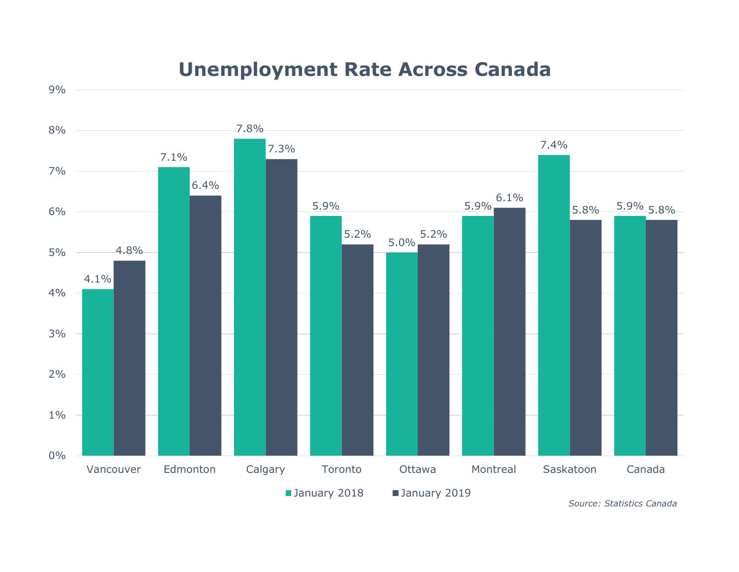# Unemployment Rate Across Canada

| | January 2018 | January 2019 |
|---|---|---|
| Vancouver | 4.1% | 4.8% |
| Edmonton | 7.1% | 6.4% |
| Calgary | 7.8% | 7.3% |
| Toronto | 5.9% | 5.2% |
| Ottawa | 5.0% | 5.2% |
| Montreal | 5.9% | 6.1% |
| Saskatoon | 7.4% | 5.8% |
| Canada | 5.9% | 5.8% |

*Source: Statistics Canada*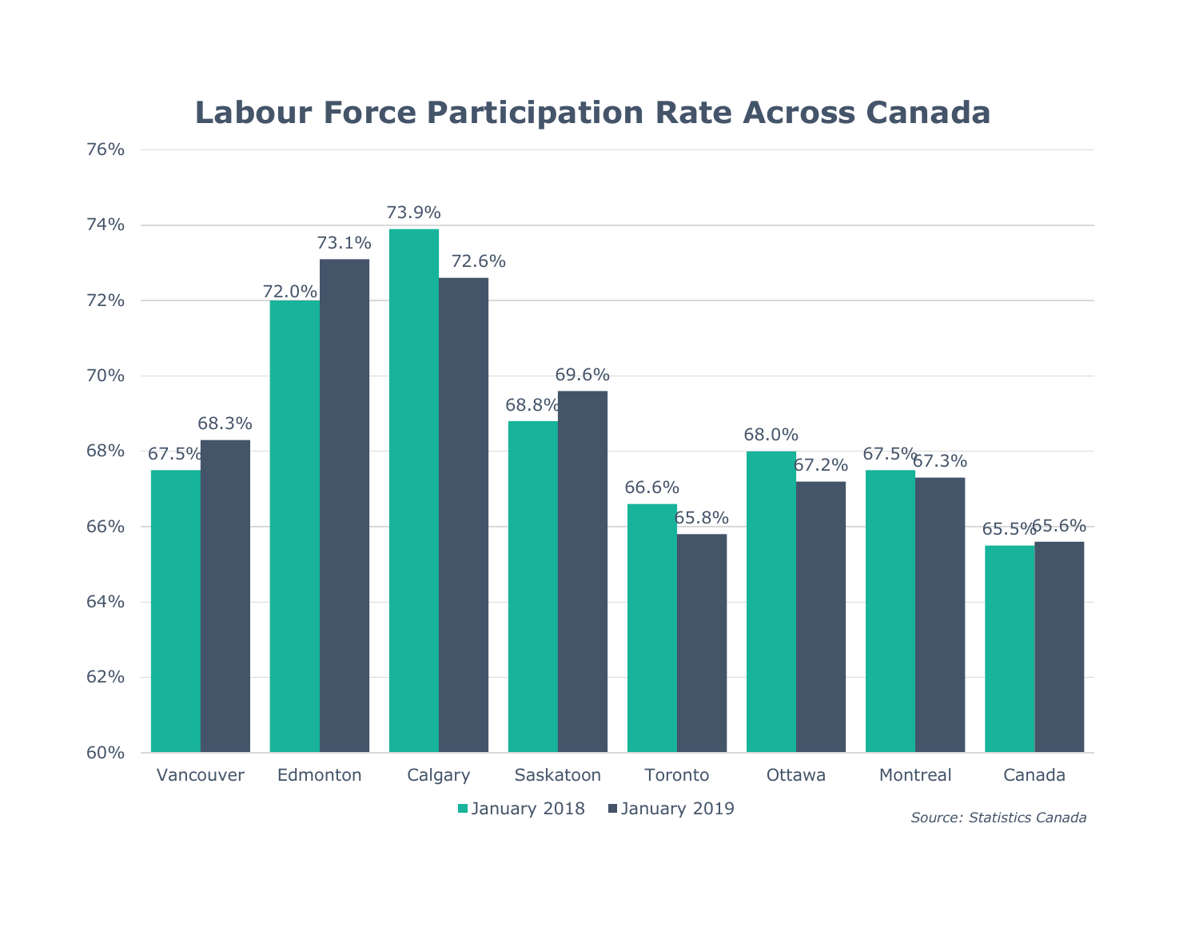## Labour Force Participation Rate Across Canada

| | January 2018 | January 2019 |
|---|---|---|
| Vancouver | 67.5% | 68.3% |
| Edmonton | 72.0% | 73.1% |
| Calgary | 73.9% | 72.6% |
| Saskatoon | 68.8% | 69.6% |
| Toronto | 66.6% | 65.8% |
| Ottawa | 68.0% | 67.2% |
| Montreal | 67.5% | 67.3% |
| Canada | 65.5% | 65.6% |

*Source: Statistics Canada*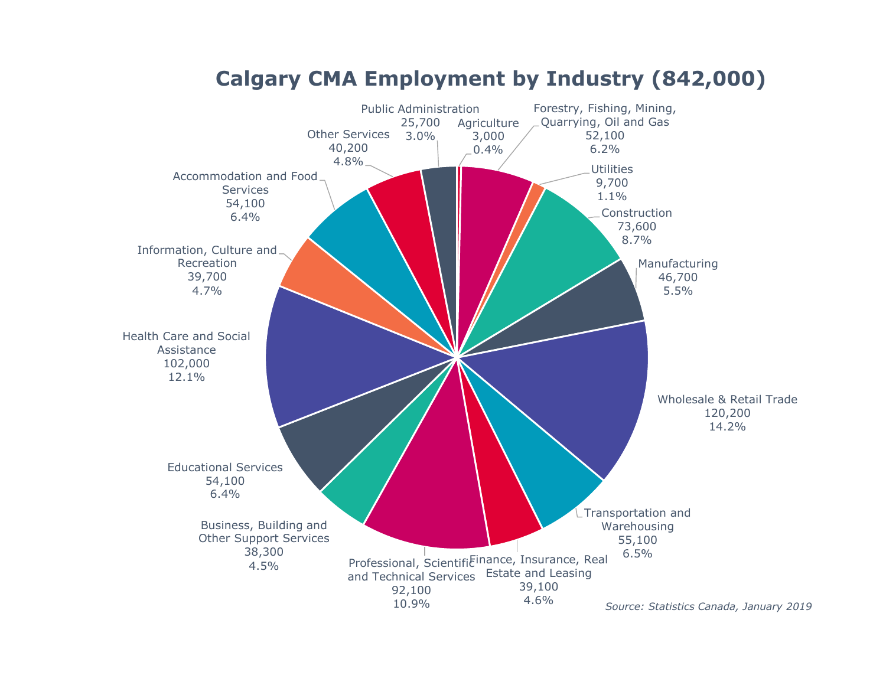# Calgary CMA Employment by Industry (842,000)

| Industry | Employment | Share |
|---|---|---|
| Agriculture | 3,000 | 0.4% |
| Forestry, Fishing, Mining, Quarrying, Oil and Gas | 52,100 | 6.2% |
| Utilities | 9,700 | 1.1% |
| Construction | 73,600 | 8.7% |
| Manufacturing | 46,700 | 5.5% |
| Wholesale & Retail Trade | 120,200 | 14.2% |
| Transportation and Warehousing | 55,100 | 6.5% |
| Finance, Insurance, Real Estate and Leasing | 39,100 | 4.6% |
| Professional, Scientific and Technical Services | 92,100 | 10.9% |
| Business, Building and Other Support Services | 38,300 | 4.5% |
| Educational Services | 54,100 | 6.4% |
| Health Care and Social Assistance | 102,000 | 12.1% |
| Information, Culture and Recreation | 39,700 | 4.7% |
| Accommodation and Food Services | 54,100 | 6.4% |
| Other Services | 40,200 | 4.8% |
| Public Administration | 25,700 | 3.0% |

*Source: Statistics Canada, January 2019*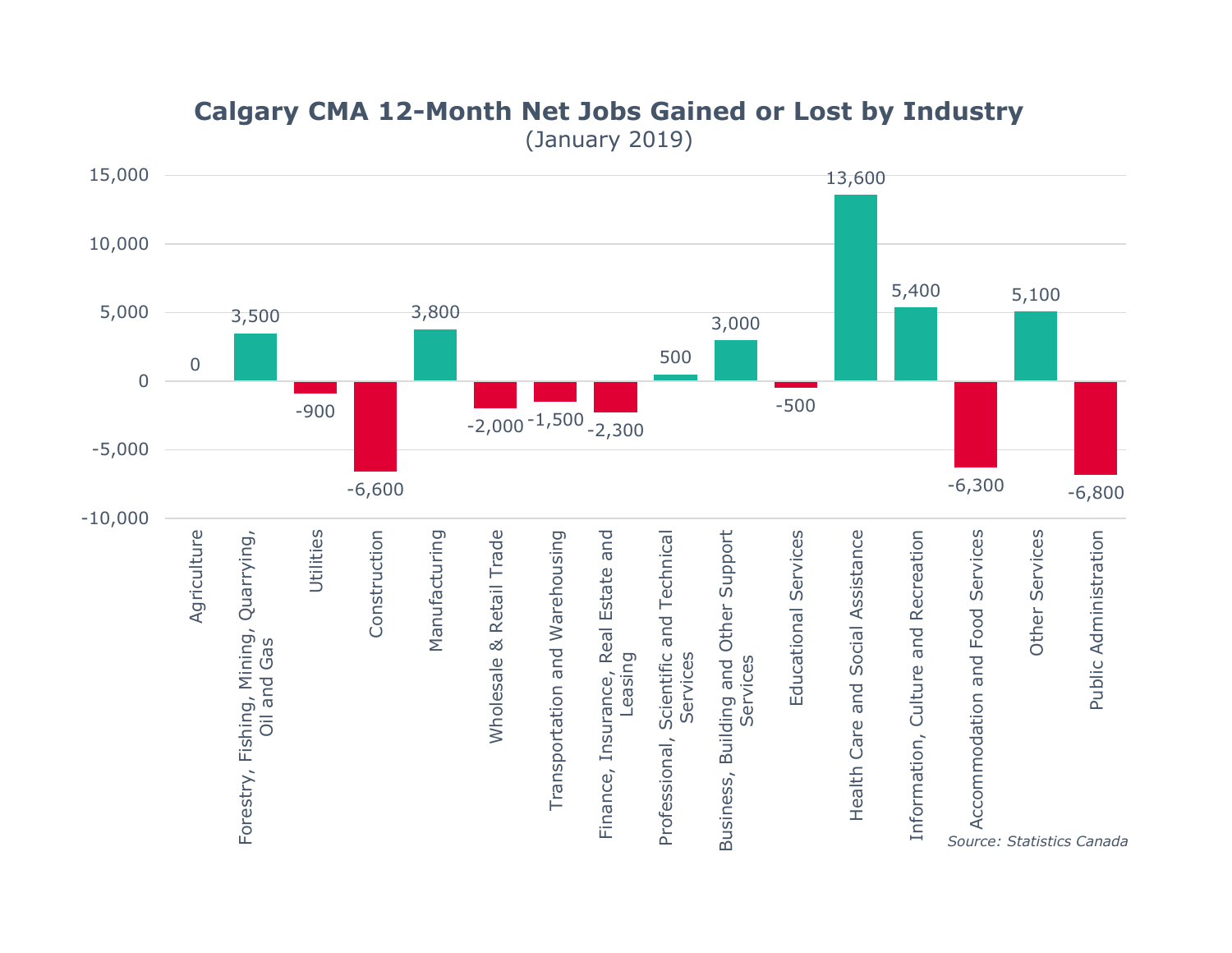# Calgary CMA 12-Month Net Jobs Gained or Lost by Industry

(January 2019)

| Industry | Net Jobs Gained or Lost |
|---|---|
| Agriculture | 0 |
| Forestry, Fishing, Mining, Quarrying, Oil and Gas | 3,500 |
| Utilities | -900 |
| Construction | -6,600 |
| Manufacturing | 3,800 |
| Wholesale & Retail Trade | -2,000 |
| Transportation and Warehousing | -1,500 |
| Finance, Insurance, Real Estate and Leasing | -2,300 |
| Professional, Scientific and Technical Services | 500 |
| Business, Building and Other Support Services | 3,000 |
| Educational Services | -500 |
| Health Care and Social Assistance | 13,600 |
| Information, Culture and Recreation | 5,400 |
| Accommodation and Food Services | -6,300 |
| Other Services | 5,100 |
| Public Administration | -6,800 |

*Source: Statistics Canada*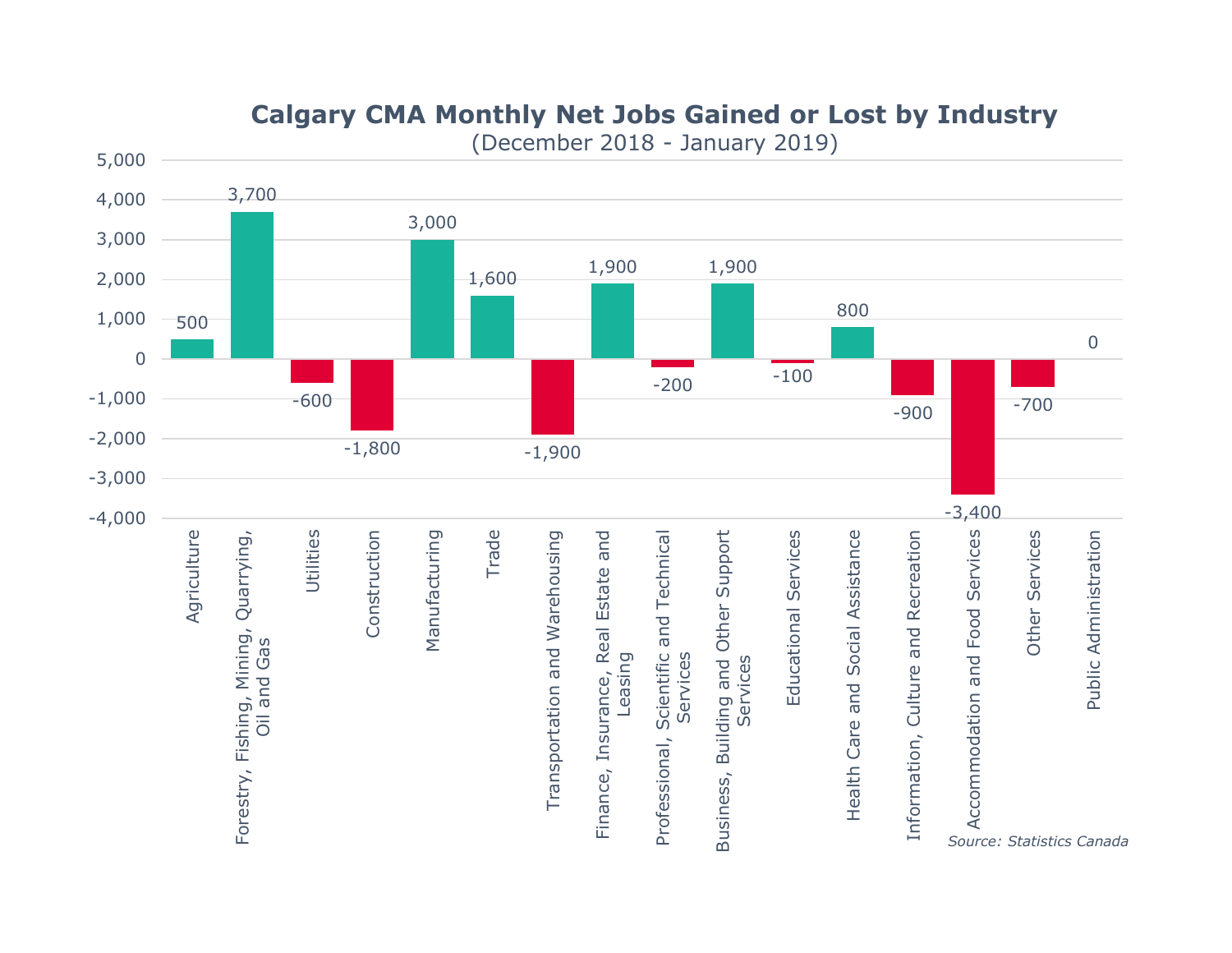## Calgary CMA Monthly Net Jobs Gained or Lost by Industry

(December 2018 - January 2019)

| Industry | Net Jobs Gained or Lost |
|---|---|
| Agriculture | 500 |
| Forestry, Fishing, Mining, Quarrying, Oil and Gas | 3,700 |
| Utilities | -600 |
| Construction | -1,800 |
| Manufacturing | 3,000 |
| Trade | 1,600 |
| Transportation and Warehousing | -1,900 |
| Finance, Insurance, Real Estate and Leasing | 1,900 |
| Professional, Scientific and Technical Services | -200 |
| Business, Building and Other Support Services | 1,900 |
| Educational Services | -100 |
| Health Care and Social Assistance | 800 |
| Information, Culture and Recreation | -900 |
| Accommodation and Food Services | -3,400 |
| Other Services | -700 |
| Public Administration | 0 |

*Source: Statistics Canada*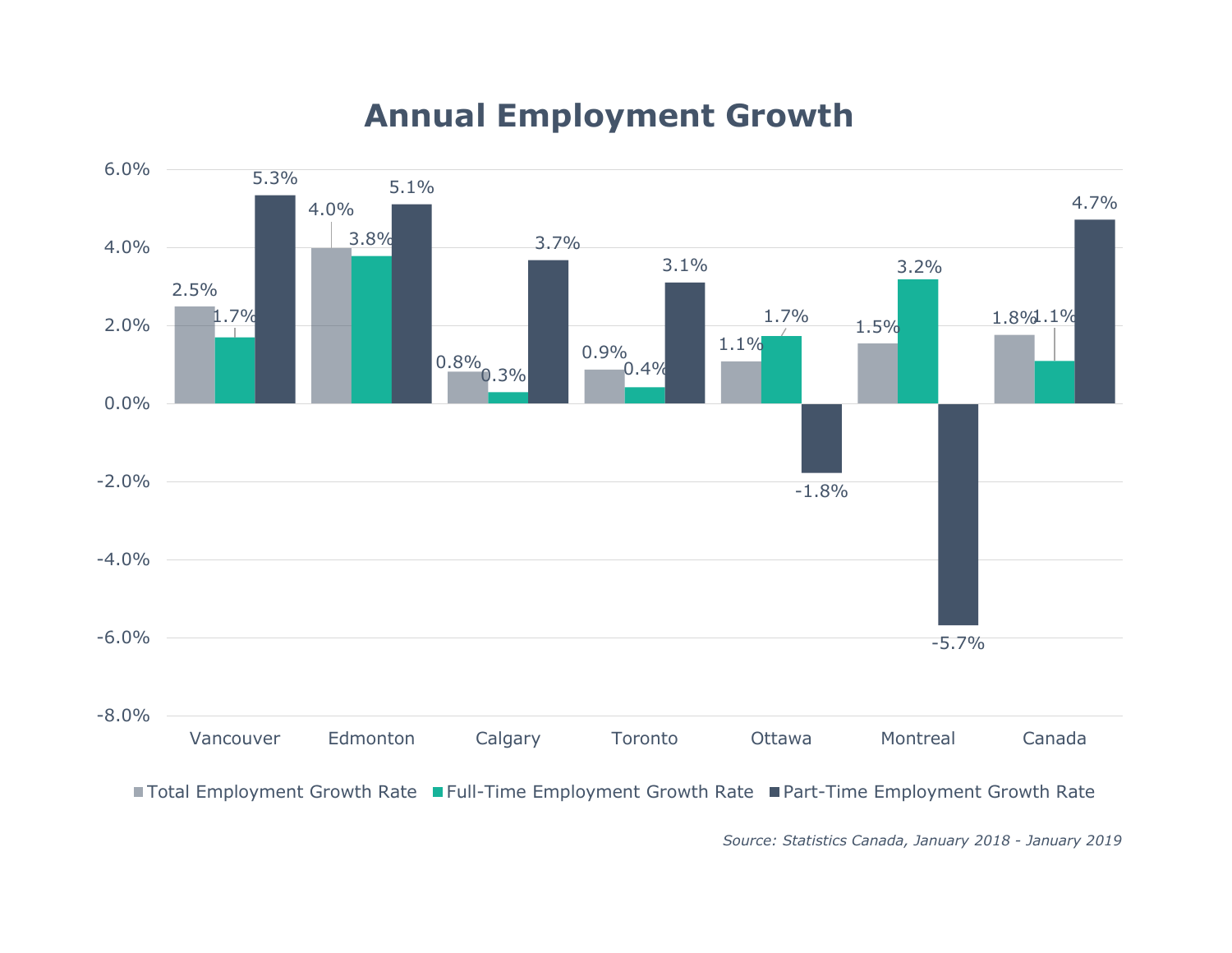## Annual Employment Growth

| | Total Employment Growth Rate | Full-Time Employment Growth Rate | Part-Time Employment Growth Rate |
|---|---|---|---|
| Vancouver | 2.5% | 1.7% | 5.3% |
| Edmonton | 4.0% | 3.8% | 5.1% |
| Calgary | 0.8% | 0.3% | 3.7% |
| Toronto | 0.9% | 0.4% | 3.1% |
| Ottawa | 1.1% | 1.7% | -1.8% |
| Montreal | 1.5% | 3.2% | -5.7% |
| Canada | 1.8% | 1.1% | 4.7% |

*Source: Statistics Canada, January 2018 - January 2019*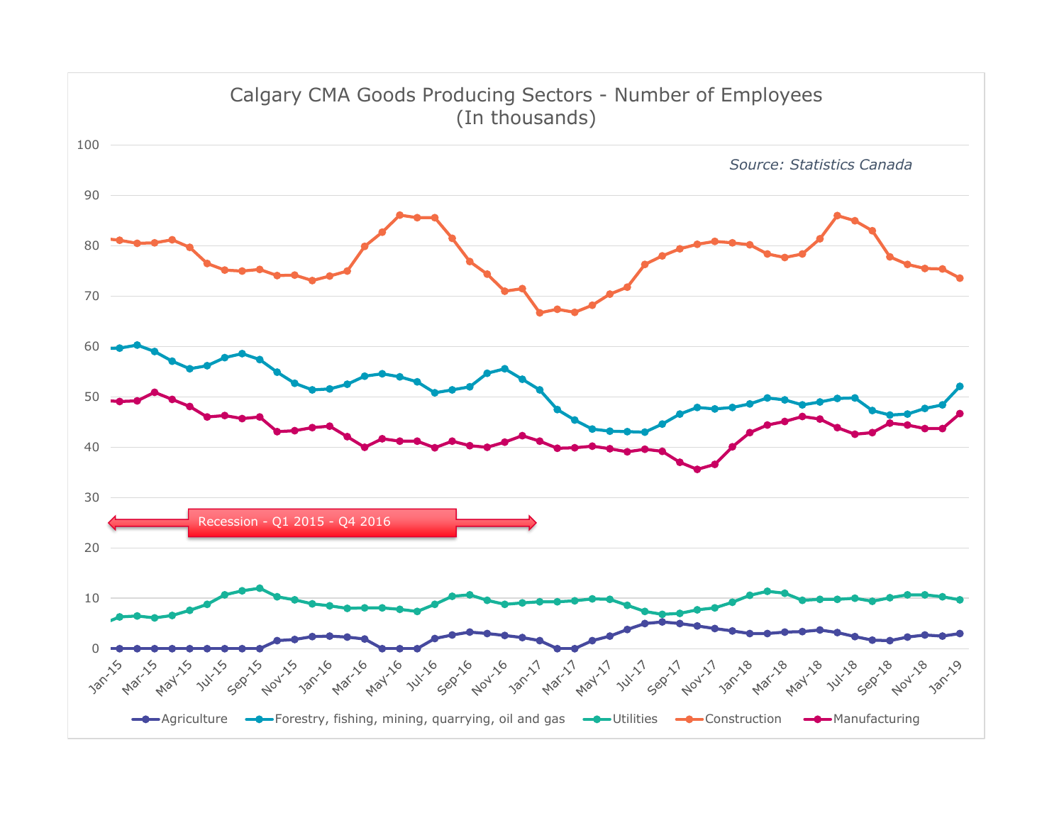# Calgary CMA Goods Producing Sectors - Number of Employees
(In thousands)

*Source: Statistics Canada*

Recession - Q1 2015 - Q4 2016

Agriculture — Forestry, fishing, mining, quarrying, oil and gas — Utilities — Construction — Manufacturing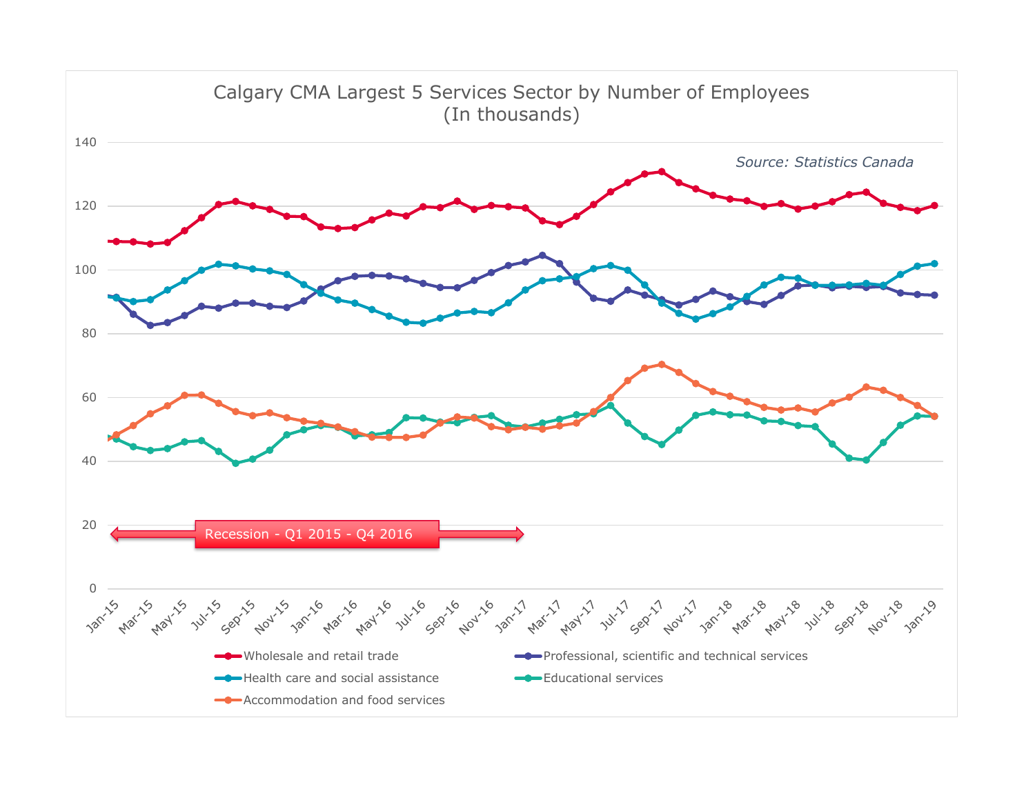Calgary CMA Largest 5 Services Sector by Number of Employees
(In thousands)

Source: Statistics Canada

Recession - Q1 2015 - Q4 2016

Wholesale and retail trade
Professional, scientific and technical services
Health care and social assistance
Educational services
Accommodation and food services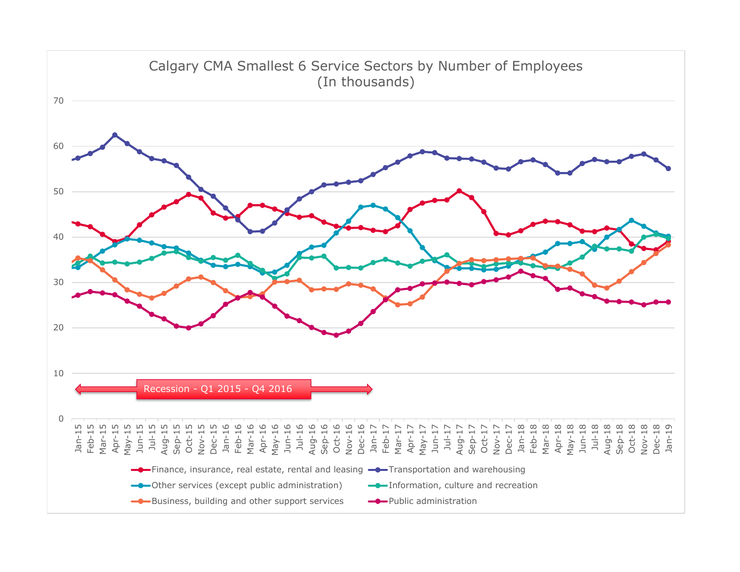Calgary CMA Smallest 6 Service Sectors by Number of Employees
(In thousands)

70
60
50
40
30
20
10
0

Recession - Q1 2015 - Q4 2016

Jan-15
Feb-15
Mar-15
Apr-15
May-15
Jun-15
Jul-15
Aug-15
Sep-15
Oct-15
Nov-15
Dec-15
Jan-16
Feb-16
Mar-16
Apr-16
May-16
Jun-16
Jul-16
Aug-16
Sep-16
Oct-16
Nov-16
Dec-16
Jan-17
Feb-17
Mar-17
Apr-17
May-17
Jun-17
Jul-17
Aug-17
Sep-17
Oct-17
Nov-17
Dec-17
Jan-18
Feb-18
Mar-18
Apr-18
May-18
Jun-18
Jul-18
Aug-18
Sep-18
Oct-18
Nov-18
Dec-18
Jan-19

Finance, insurance, real estate, rental and leasing
Transportation and warehousing
Other services (except public administration)
Information, culture and recreation
Business, building and other support services
Public administration